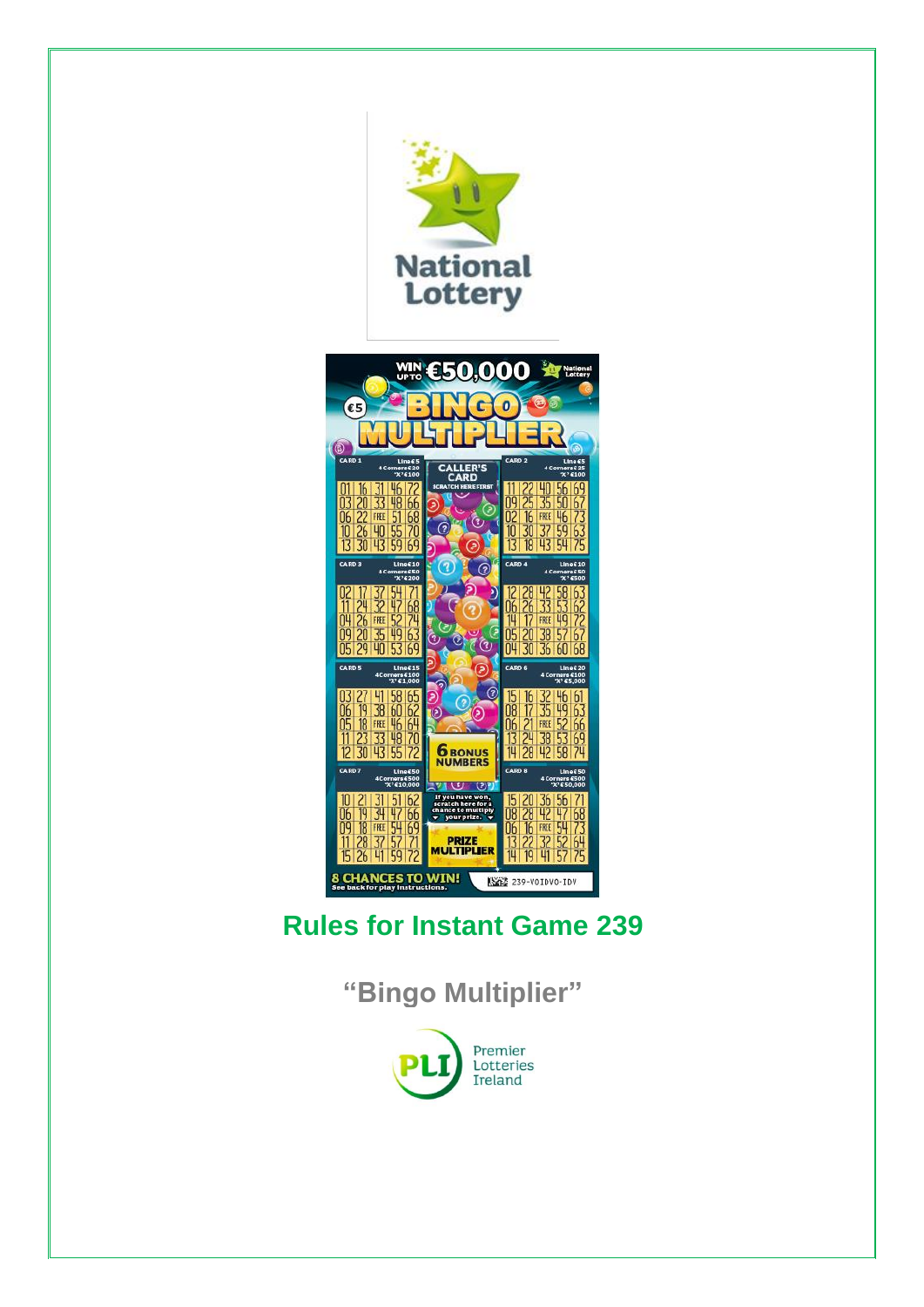# Rules for Instant Game 239

## "Bingo Multiplier"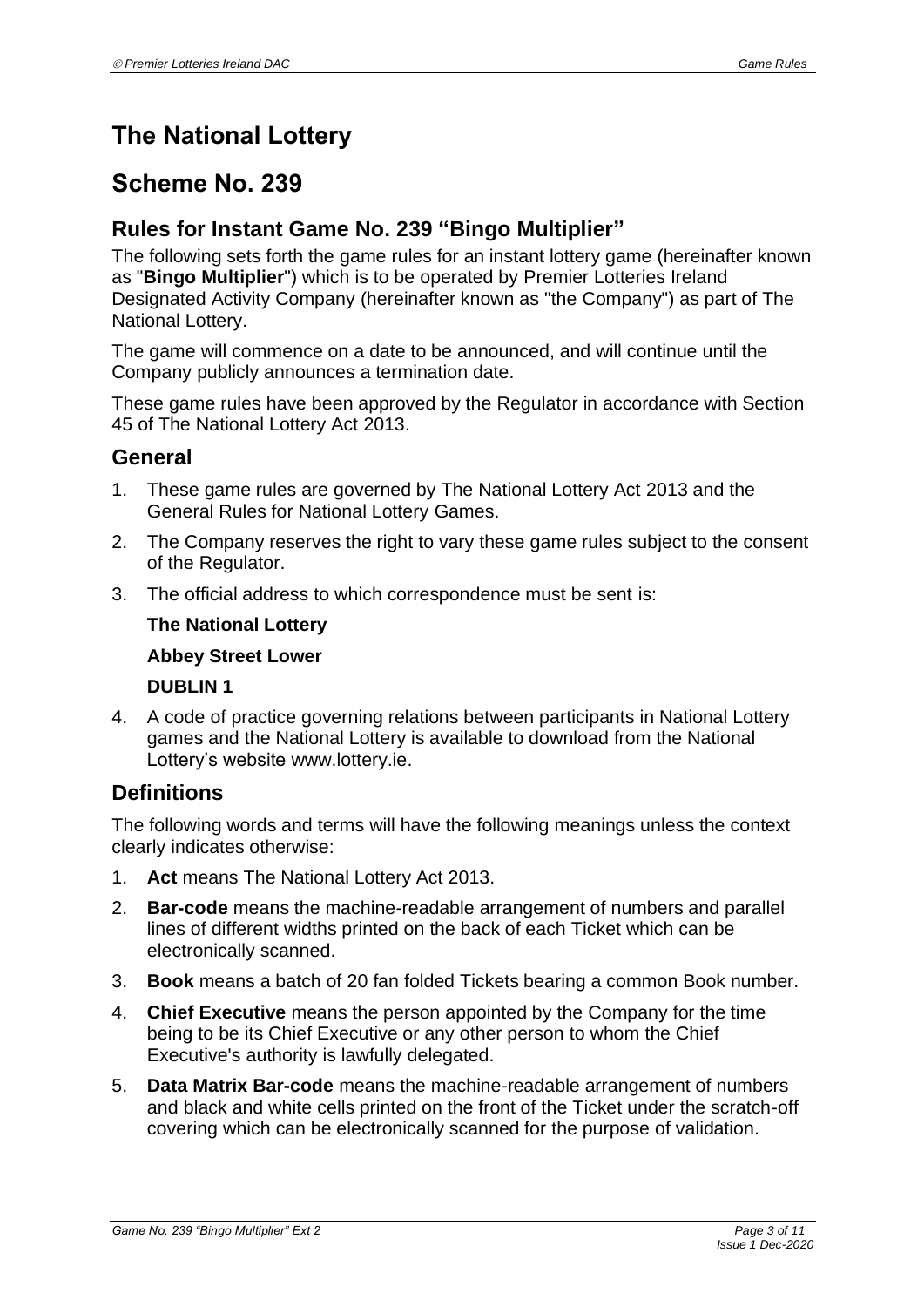# The National Lottery

# Scheme No. 239

## Rules for Instant Game No. 239 "Bingo Multiplier"

The following sets forth the game rules for an instant lottery game (hereinafter known as "**Bingo Multiplier**") which is to be operated by Premier Lotteries Ireland Designated Activity Company (hereinafter known as "the Company") as part of The National Lottery.

The game will commence on a date to be announced, and will continue until the Company publicly announces a termination date.

These game rules have been approved by the Regulator in accordance with Section 45 of The National Lottery Act 2013.

## General

1. These game rules are governed by The National Lottery Act 2013 and the General Rules for National Lottery Games.
2. The Company reserves the right to vary these game rules subject to the consent of the Regulator.
3. The official address to which correspondence must be sent is:

   **The National Lottery**

   **Abbey Street Lower**

   **DUBLIN 1**

4. A code of practice governing relations between participants in National Lottery games and the National Lottery is available to download from the National Lottery's website www.lottery.ie.

## Definitions

The following words and terms will have the following meanings unless the context clearly indicates otherwise:

1. **Act** means The National Lottery Act 2013.
2. **Bar-code** means the machine-readable arrangement of numbers and parallel lines of different widths printed on the back of each Ticket which can be electronically scanned.
3. **Book** means a batch of 20 fan folded Tickets bearing a common Book number.
4. **Chief Executive** means the person appointed by the Company for the time being to be its Chief Executive or any other person to whom the Chief Executive's authority is lawfully delegated.
5. **Data Matrix Bar-code** means the machine-readable arrangement of numbers and black and white cells printed on the front of the Ticket under the scratch-off covering which can be electronically scanned for the purpose of validation.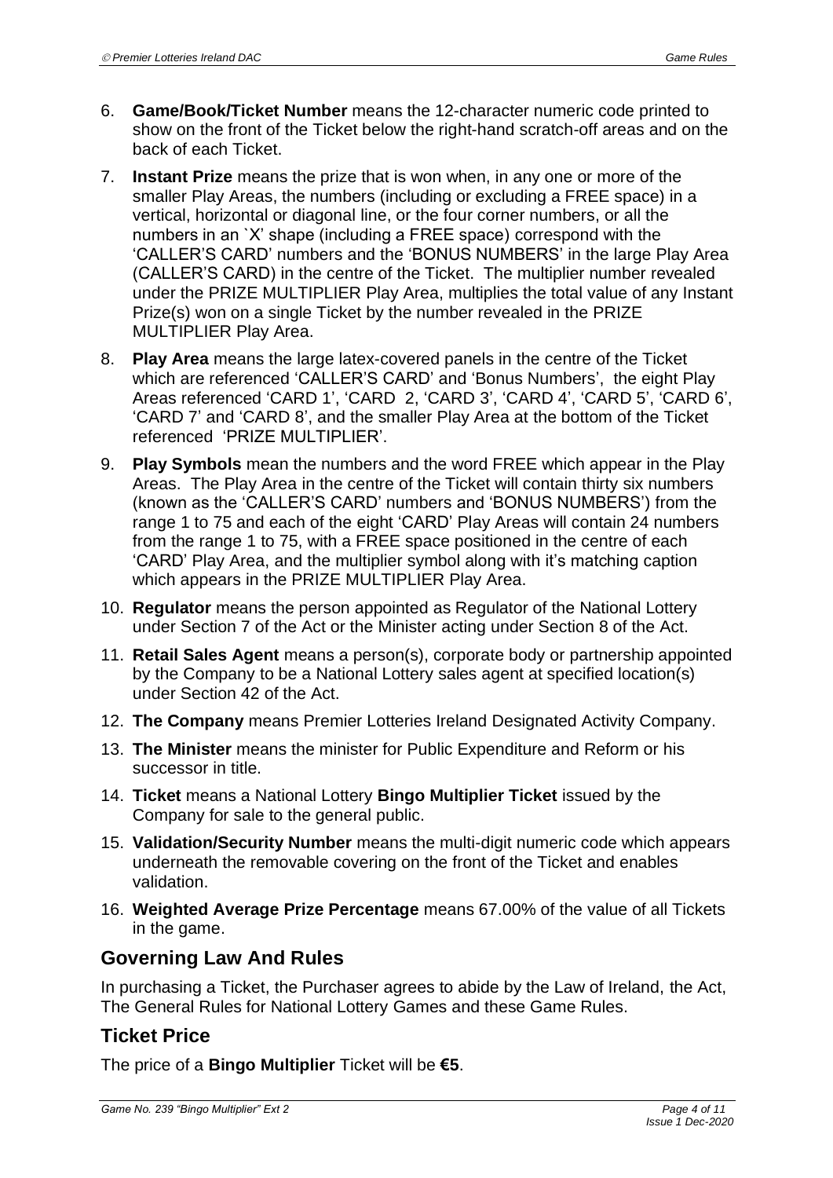6. **Game/Book/Ticket Number** means the 12-character numeric code printed to show on the front of the Ticket below the right-hand scratch-off areas and on the back of each Ticket.
7. **Instant Prize** means the prize that is won when, in any one or more of the smaller Play Areas, the numbers (including or excluding a FREE space) in a vertical, horizontal or diagonal line, or the four corner numbers, or all the numbers in an `X' shape (including a FREE space) correspond with the 'CALLER'S CARD' numbers and the 'BONUS NUMBERS' in the large Play Area (CALLER'S CARD) in the centre of the Ticket. The multiplier number revealed under the PRIZE MULTIPLIER Play Area, multiplies the total value of any Instant Prize(s) won on a single Ticket by the number revealed in the PRIZE MULTIPLIER Play Area.
8. **Play Area** means the large latex-covered panels in the centre of the Ticket which are referenced 'CALLER'S CARD' and 'Bonus Numbers', the eight Play Areas referenced 'CARD 1', 'CARD 2, 'CARD 3', 'CARD 4', 'CARD 5', 'CARD 6', 'CARD 7' and 'CARD 8', and the smaller Play Area at the bottom of the Ticket referenced 'PRIZE MULTIPLIER'.
9. **Play Symbols** mean the numbers and the word FREE which appear in the Play Areas. The Play Area in the centre of the Ticket will contain thirty six numbers (known as the 'CALLER'S CARD' numbers and 'BONUS NUMBERS') from the range 1 to 75 and each of the eight 'CARD' Play Areas will contain 24 numbers from the range 1 to 75, with a FREE space positioned in the centre of each 'CARD' Play Area, and the multiplier symbol along with it's matching caption which appears in the PRIZE MULTIPLIER Play Area.
10. **Regulator** means the person appointed as Regulator of the National Lottery under Section 7 of the Act or the Minister acting under Section 8 of the Act.
11. **Retail Sales Agent** means a person(s), corporate body or partnership appointed by the Company to be a National Lottery sales agent at specified location(s) under Section 42 of the Act.
12. **The Company** means Premier Lotteries Ireland Designated Activity Company.
13. **The Minister** means the minister for Public Expenditure and Reform or his successor in title.
14. **Ticket** means a National Lottery **Bingo Multiplier Ticket** issued by the Company for sale to the general public.
15. **Validation/Security Number** means the multi-digit numeric code which appears underneath the removable covering on the front of the Ticket and enables validation.
16. **Weighted Average Prize Percentage** means 67.00% of the value of all Tickets in the game.

## Governing Law And Rules

In purchasing a Ticket, the Purchaser agrees to abide by the Law of Ireland, the Act, The General Rules for National Lottery Games and these Game Rules.

## Ticket Price

The price of a **Bingo Multiplier** Ticket will be **€5**.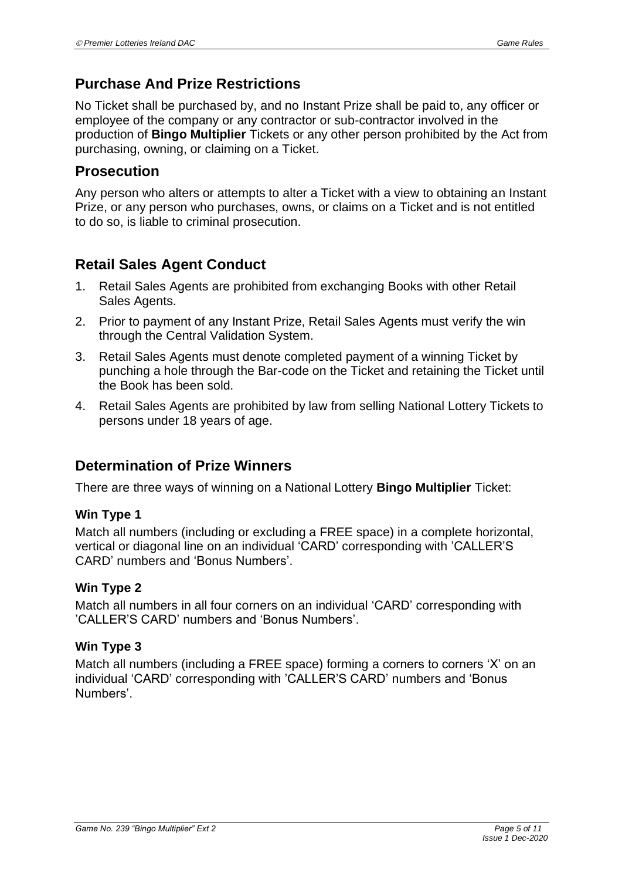## Purchase And Prize Restrictions

No Ticket shall be purchased by, and no Instant Prize shall be paid to, any officer or employee of the company or any contractor or sub-contractor involved in the production of **Bingo Multiplier** Tickets or any other person prohibited by the Act from purchasing, owning, or claiming on a Ticket.

## Prosecution

Any person who alters or attempts to alter a Ticket with a view to obtaining an Instant Prize, or any person who purchases, owns, or claims on a Ticket and is not entitled to do so, is liable to criminal prosecution.

## Retail Sales Agent Conduct

1. Retail Sales Agents are prohibited from exchanging Books with other Retail Sales Agents.
2. Prior to payment of any Instant Prize, Retail Sales Agents must verify the win through the Central Validation System.
3. Retail Sales Agents must denote completed payment of a winning Ticket by punching a hole through the Bar-code on the Ticket and retaining the Ticket until the Book has been sold.
4. Retail Sales Agents are prohibited by law from selling National Lottery Tickets to persons under 18 years of age.

## Determination of Prize Winners

There are three ways of winning on a National Lottery **Bingo Multiplier** Ticket:

### Win Type 1

Match all numbers (including or excluding a FREE space) in a complete horizontal, vertical or diagonal line on an individual 'CARD' corresponding with 'CALLER'S CARD' numbers and 'Bonus Numbers'.

### Win Type 2

Match all numbers in all four corners on an individual 'CARD' corresponding with 'CALLER'S CARD' numbers and 'Bonus Numbers'.

### Win Type 3

Match all numbers (including a FREE space) forming a corners to corners 'X' on an individual 'CARD' corresponding with 'CALLER'S CARD' numbers and 'Bonus Numbers'.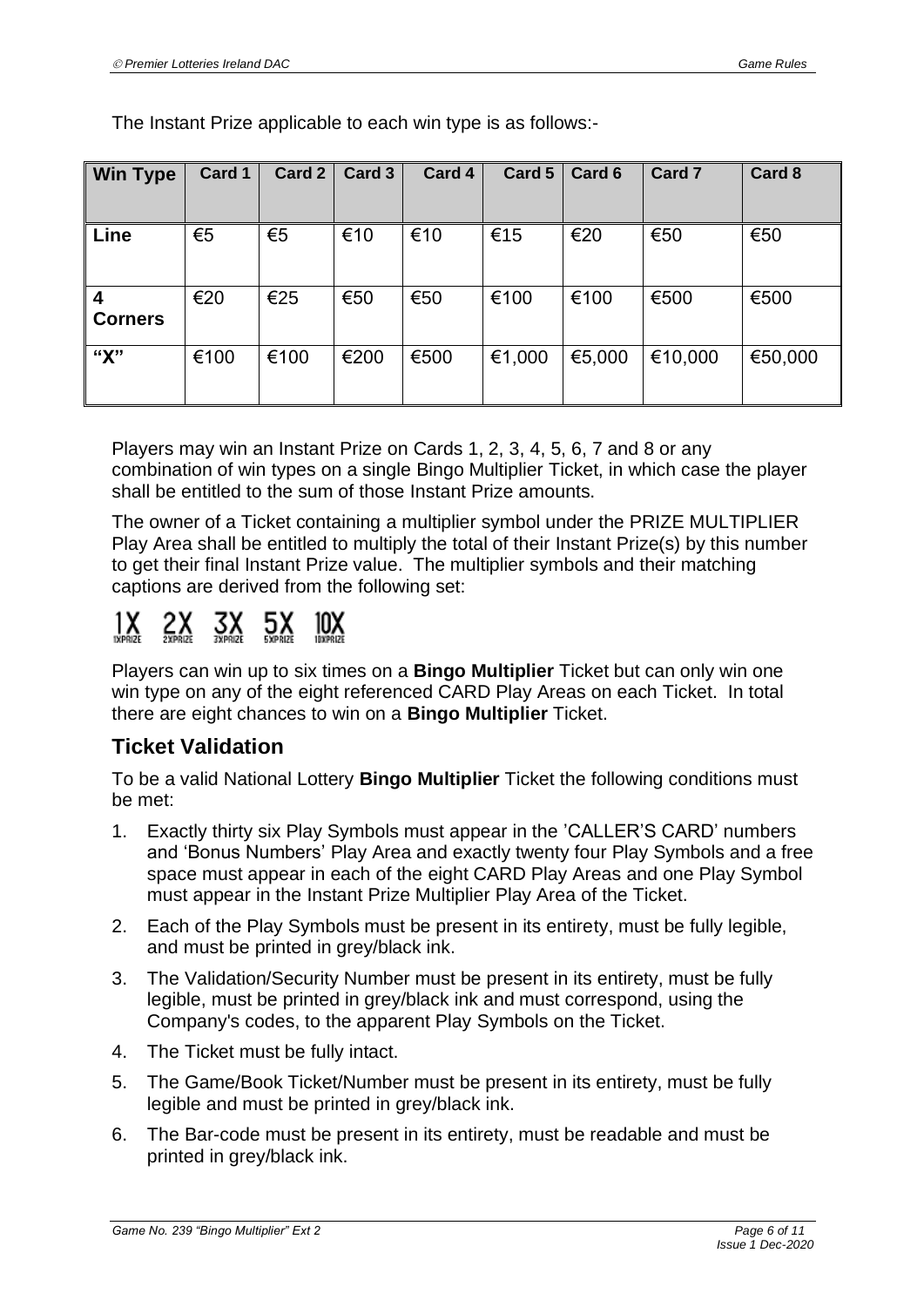The Instant Prize applicable to each win type is as follows:-

| Win Type | Card 1 | Card 2 | Card 3 | Card 4 | Card 5 | Card 6 | Card 7 | Card 8 |
|---|---|---|---|---|---|---|---|---|
| Line | €5 | €5 | €10 | €10 | €15 | €20 | €50 | €50 |
| 4 Corners | €20 | €25 | €50 | €50 | €100 | €100 | €500 | €500 |
| "X" | €100 | €100 | €200 | €500 | €1,000 | €5,000 | €10,000 | €50,000 |

Players may win an Instant Prize on Cards 1, 2, 3, 4, 5, 6, 7 and 8 or any combination of win types on a single Bingo Multiplier Ticket, in which case the player shall be entitled to the sum of those Instant Prize amounts.

The owner of a Ticket containing a multiplier symbol under the PRIZE MULTIPLIER Play Area shall be entitled to multiply the total of their Instant Prize(s) by this number to get their final Instant Prize value. The multiplier symbols and their matching captions are derived from the following set:

1X 1XPRIZE 2X 2XPRIZE 3X 3XPRIZE 5X 5XPRIZE 10X 10XPRIZE

Players can win up to six times on a **Bingo Multiplier** Ticket but can only win one win type on any of the eight referenced CARD Play Areas on each Ticket. In total there are eight chances to win on a **Bingo Multiplier** Ticket.

## Ticket Validation

To be a valid National Lottery **Bingo Multiplier** Ticket the following conditions must be met:

1. Exactly thirty six Play Symbols must appear in the 'CALLER'S CARD' numbers and 'Bonus Numbers' Play Area and exactly twenty four Play Symbols and a free space must appear in each of the eight CARD Play Areas and one Play Symbol must appear in the Instant Prize Multiplier Play Area of the Ticket.
2. Each of the Play Symbols must be present in its entirety, must be fully legible, and must be printed in grey/black ink.
3. The Validation/Security Number must be present in its entirety, must be fully legible, must be printed in grey/black ink and must correspond, using the Company's codes, to the apparent Play Symbols on the Ticket.
4. The Ticket must be fully intact.
5. The Game/Book Ticket/Number must be present in its entirety, must be fully legible and must be printed in grey/black ink.
6. The Bar-code must be present in its entirety, must be readable and must be printed in grey/black ink.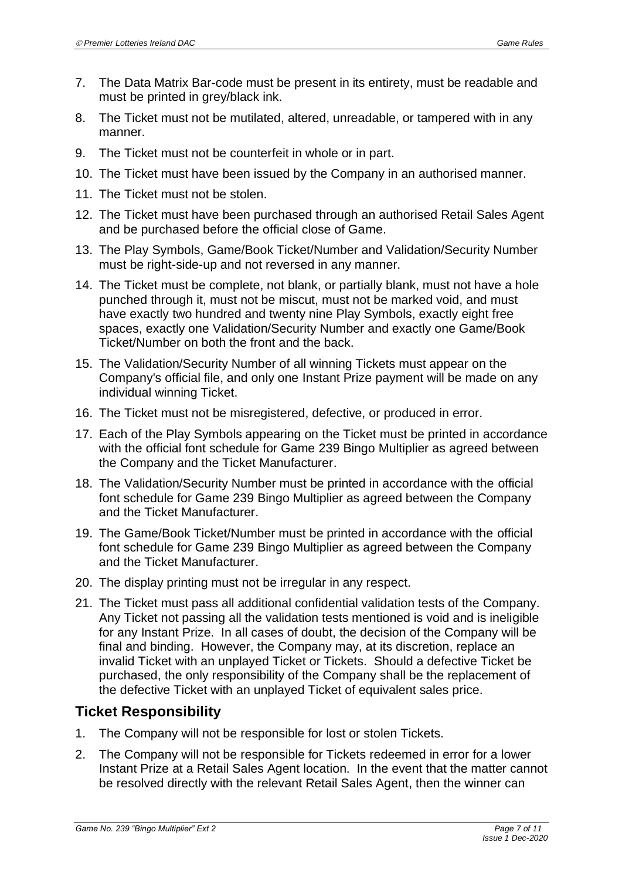7. The Data Matrix Bar-code must be present in its entirety, must be readable and must be printed in grey/black ink.
8. The Ticket must not be mutilated, altered, unreadable, or tampered with in any manner.
9. The Ticket must not be counterfeit in whole or in part.
10. The Ticket must have been issued by the Company in an authorised manner.
11. The Ticket must not be stolen.
12. The Ticket must have been purchased through an authorised Retail Sales Agent and be purchased before the official close of Game.
13. The Play Symbols, Game/Book Ticket/Number and Validation/Security Number must be right-side-up and not reversed in any manner.
14. The Ticket must be complete, not blank, or partially blank, must not have a hole punched through it, must not be miscut, must not be marked void, and must have exactly two hundred and twenty nine Play Symbols, exactly eight free spaces, exactly one Validation/Security Number and exactly one Game/Book Ticket/Number on both the front and the back.
15. The Validation/Security Number of all winning Tickets must appear on the Company's official file, and only one Instant Prize payment will be made on any individual winning Ticket.
16. The Ticket must not be misregistered, defective, or produced in error.
17. Each of the Play Symbols appearing on the Ticket must be printed in accordance with the official font schedule for Game 239 Bingo Multiplier as agreed between the Company and the Ticket Manufacturer.
18. The Validation/Security Number must be printed in accordance with the official font schedule for Game 239 Bingo Multiplier as agreed between the Company and the Ticket Manufacturer.
19. The Game/Book Ticket/Number must be printed in accordance with the official font schedule for Game 239 Bingo Multiplier as agreed between the Company and the Ticket Manufacturer.
20. The display printing must not be irregular in any respect.
21. The Ticket must pass all additional confidential validation tests of the Company. Any Ticket not passing all the validation tests mentioned is void and is ineligible for any Instant Prize. In all cases of doubt, the decision of the Company will be final and binding. However, the Company may, at its discretion, replace an invalid Ticket with an unplayed Ticket or Tickets. Should a defective Ticket be purchased, the only responsibility of the Company shall be the replacement of the defective Ticket with an unplayed Ticket of equivalent sales price.

## Ticket Responsibility

1. The Company will not be responsible for lost or stolen Tickets.
2. The Company will not be responsible for Tickets redeemed in error for a lower Instant Prize at a Retail Sales Agent location. In the event that the matter cannot be resolved directly with the relevant Retail Sales Agent, then the winner can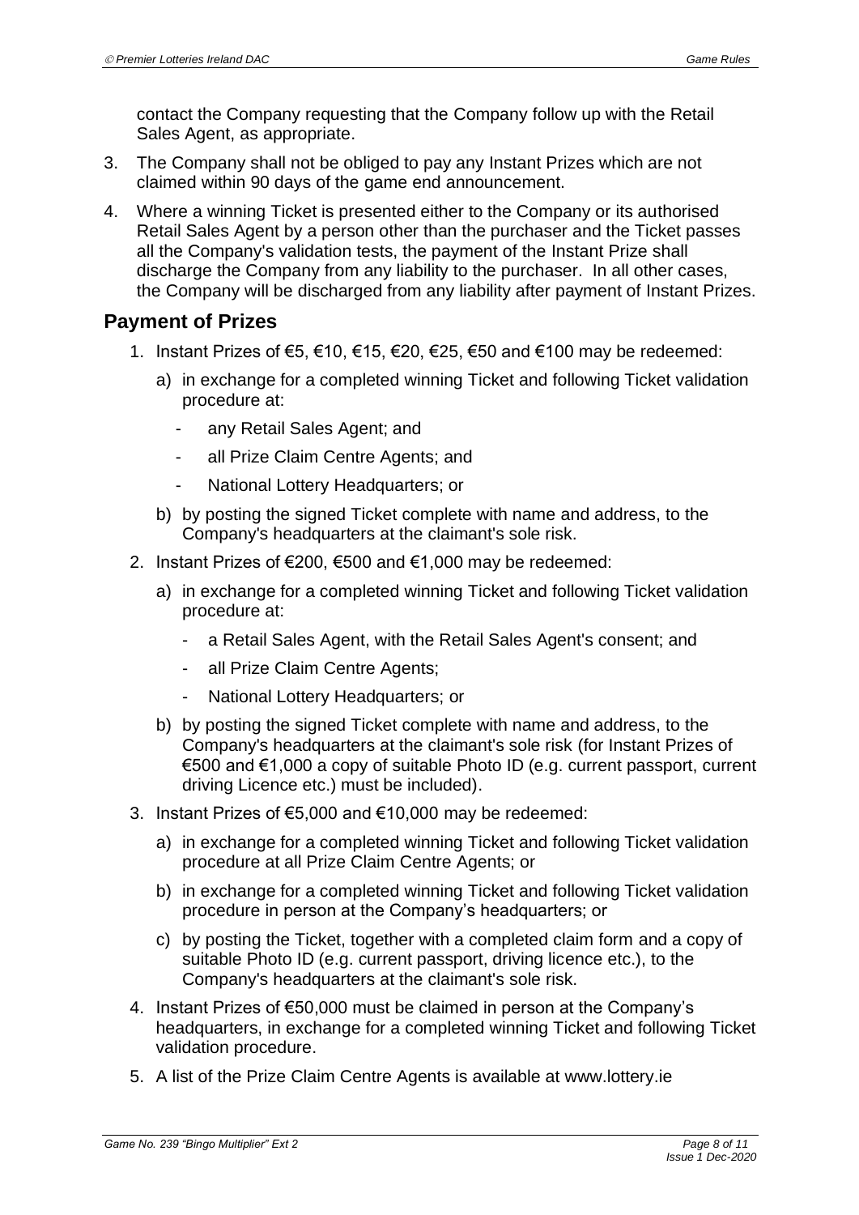contact the Company requesting that the Company follow up with the Retail Sales Agent, as appropriate.

3. The Company shall not be obliged to pay any Instant Prizes which are not claimed within 90 days of the game end announcement.
4. Where a winning Ticket is presented either to the Company or its authorised Retail Sales Agent by a person other than the purchaser and the Ticket passes all the Company's validation tests, the payment of the Instant Prize shall discharge the Company from any liability to the purchaser. In all other cases, the Company will be discharged from any liability after payment of Instant Prizes.

## Payment of Prizes

1. Instant Prizes of €5, €10, €15, €20, €25, €50 and €100 may be redeemed:
   a) in exchange for a completed winning Ticket and following Ticket validation procedure at:
      - any Retail Sales Agent; and
      - all Prize Claim Centre Agents; and
      - National Lottery Headquarters; or
   b) by posting the signed Ticket complete with name and address, to the Company's headquarters at the claimant's sole risk.
2. Instant Prizes of €200, €500 and €1,000 may be redeemed:
   a) in exchange for a completed winning Ticket and following Ticket validation procedure at:
      - a Retail Sales Agent, with the Retail Sales Agent's consent; and
      - all Prize Claim Centre Agents;
      - National Lottery Headquarters; or
   b) by posting the signed Ticket complete with name and address, to the Company's headquarters at the claimant's sole risk (for Instant Prizes of €500 and €1,000 a copy of suitable Photo ID (e.g. current passport, current driving Licence etc.) must be included).
3. Instant Prizes of €5,000 and €10,000 may be redeemed:
   a) in exchange for a completed winning Ticket and following Ticket validation procedure at all Prize Claim Centre Agents; or
   b) in exchange for a completed winning Ticket and following Ticket validation procedure in person at the Company's headquarters; or
   c) by posting the Ticket, together with a completed claim form and a copy of suitable Photo ID (e.g. current passport, driving licence etc.), to the Company's headquarters at the claimant's sole risk.
4. Instant Prizes of €50,000 must be claimed in person at the Company's headquarters, in exchange for a completed winning Ticket and following Ticket validation procedure.
5. A list of the Prize Claim Centre Agents is available at www.lottery.ie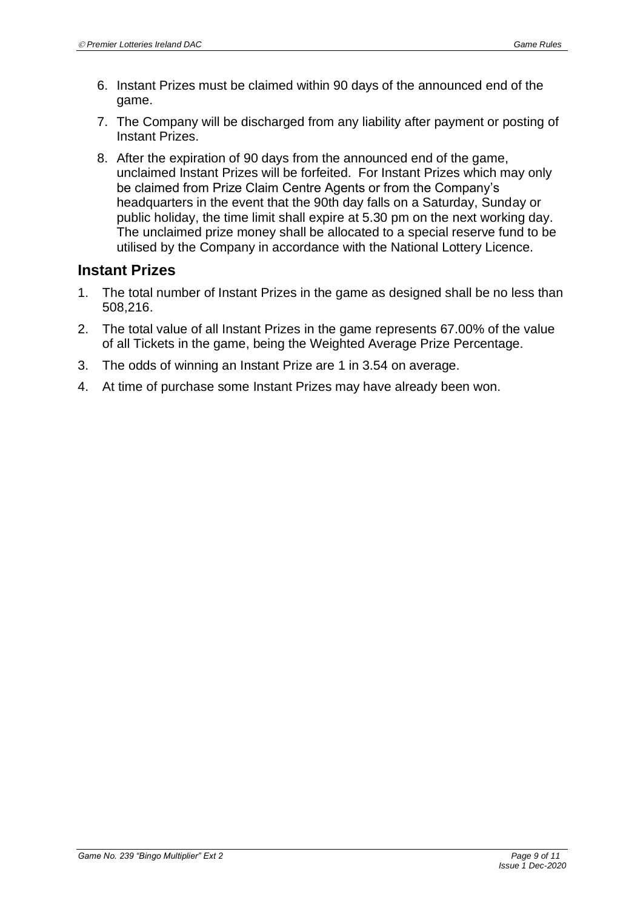6. Instant Prizes must be claimed within 90 days of the announced end of the game.
7. The Company will be discharged from any liability after payment or posting of Instant Prizes.
8. After the expiration of 90 days from the announced end of the game, unclaimed Instant Prizes will be forfeited. For Instant Prizes which may only be claimed from Prize Claim Centre Agents or from the Company's headquarters in the event that the 90th day falls on a Saturday, Sunday or public holiday, the time limit shall expire at 5.30 pm on the next working day. The unclaimed prize money shall be allocated to a special reserve fund to be utilised by the Company in accordance with the National Lottery Licence.

## Instant Prizes

1. The total number of Instant Prizes in the game as designed shall be no less than 508,216.
2. The total value of all Instant Prizes in the game represents 67.00% of the value of all Tickets in the game, being the Weighted Average Prize Percentage.
3. The odds of winning an Instant Prize are 1 in 3.54 on average.
4. At time of purchase some Instant Prizes may have already been won.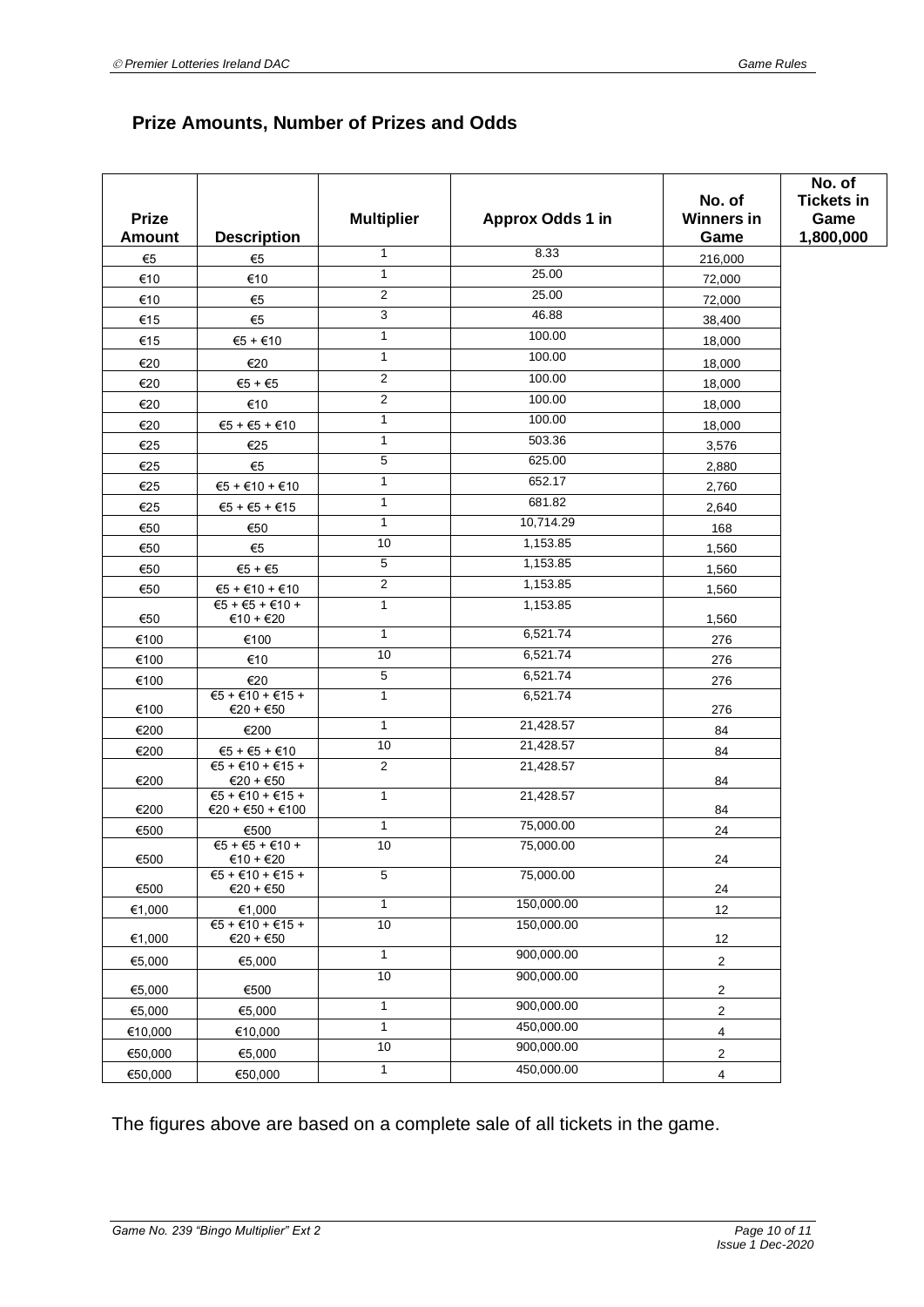## Prize Amounts, Number of Prizes and Odds

| Prize Amount | Description | Multiplier | Approx Odds 1 in | No. of Winners in Game | No. of Tickets in Game 1,800,000 |
|---|---|---|---|---|---|
| €5 | €5 | 1 | 8.33 | 216,000 | |
| €10 | €10 | 1 | 25.00 | 72,000 | |
| €10 | €5 | 2 | 25.00 | 72,000 | |
| €15 | €5 | 3 | 46.88 | 38,400 | |
| €15 | €5 + €10 | 1 | 100.00 | 18,000 | |
| €20 | €20 | 1 | 100.00 | 18,000 | |
| €20 | €5 + €5 | 2 | 100.00 | 18,000 | |
| €20 | €10 | 2 | 100.00 | 18,000 | |
| €20 | €5 + €5 + €10 | 1 | 100.00 | 18,000 | |
| €25 | €25 | 1 | 503.36 | 3,576 | |
| €25 | €5 | 5 | 625.00 | 2,880 | |
| €25 | €5 + €10 + €10 | 1 | 652.17 | 2,760 | |
| €25 | €5 + €5 + €15 | 1 | 681.82 | 2,640 | |
| €50 | €50 | 1 | 10,714.29 | 168 | |
| €50 | €5 | 10 | 1,153.85 | 1,560 | |
| €50 | €5 + €5 | 5 | 1,153.85 | 1,560 | |
| €50 | €5 + €10 + €10 | 2 | 1,153.85 | 1,560 | |
| €50 | €5 + €5 + €10 + €10 + €20 | 1 | 1,153.85 | 1,560 | |
| €100 | €100 | 1 | 6,521.74 | 276 | |
| €100 | €10 | 10 | 6,521.74 | 276 | |
| €100 | €20 | 5 | 6,521.74 | 276 | |
| €100 | €5 + €10 + €15 + €20 + €50 | 1 | 6,521.74 | 276 | |
| €200 | €200 | 1 | 21,428.57 | 84 | |
| €200 | €5 + €5 + €10 | 10 | 21,428.57 | 84 | |
| €200 | €5 + €10 + €15 + €20 + €50 | 2 | 21,428.57 | 84 | |
| €200 | €5 + €10 + €15 + €20 + €50 + €100 | 1 | 21,428.57 | 84 | |
| €500 | €500 | 1 | 75,000.00 | 24 | |
| €500 | €5 + €5 + €10 + €10 + €20 | 10 | 75,000.00 | 24 | |
| €500 | €5 + €10 + €15 + €20 + €50 | 5 | 75,000.00 | 24 | |
| €1,000 | €1,000 | 1 | 150,000.00 | 12 | |
| €1,000 | €5 + €10 + €15 + €20 + €50 | 10 | 150,000.00 | 12 | |
| €5,000 | €5,000 | 1 | 900,000.00 | 2 | |
| €5,000 | €500 | 10 | 900,000.00 | 2 | |
| €5,000 | €5,000 | 1 | 900,000.00 | 2 | |
| €10,000 | €10,000 | 1 | 450,000.00 | 4 | |
| €50,000 | €5,000 | 10 | 900,000.00 | 2 | |
| €50,000 | €50,000 | 1 | 450,000.00 | 4 | |

The figures above are based on a complete sale of all tickets in the game.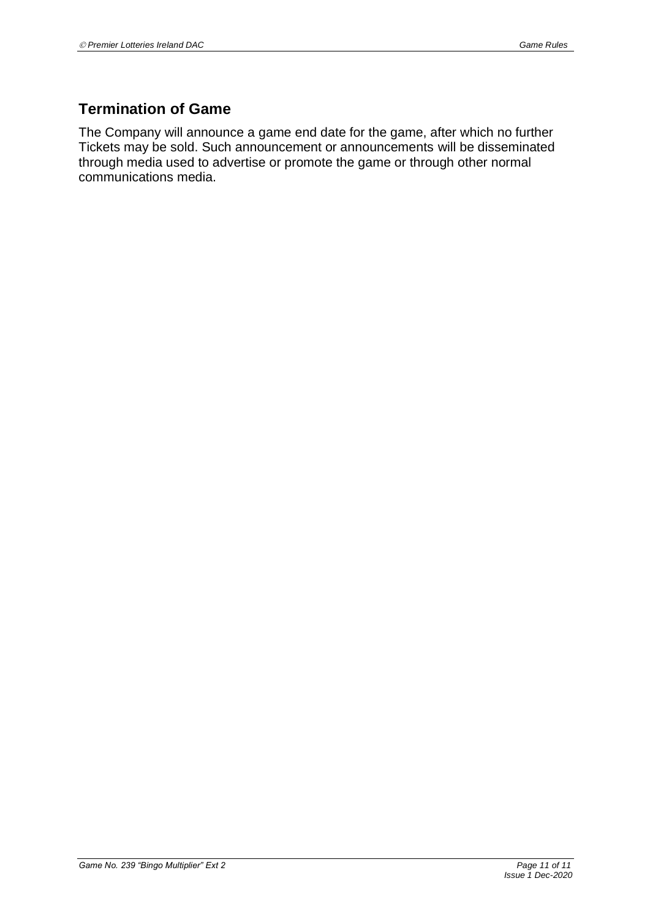## Termination of Game

The Company will announce a game end date for the game, after which no further Tickets may be sold. Such announcement or announcements will be disseminated through media used to advertise or promote the game or through other normal communications media.